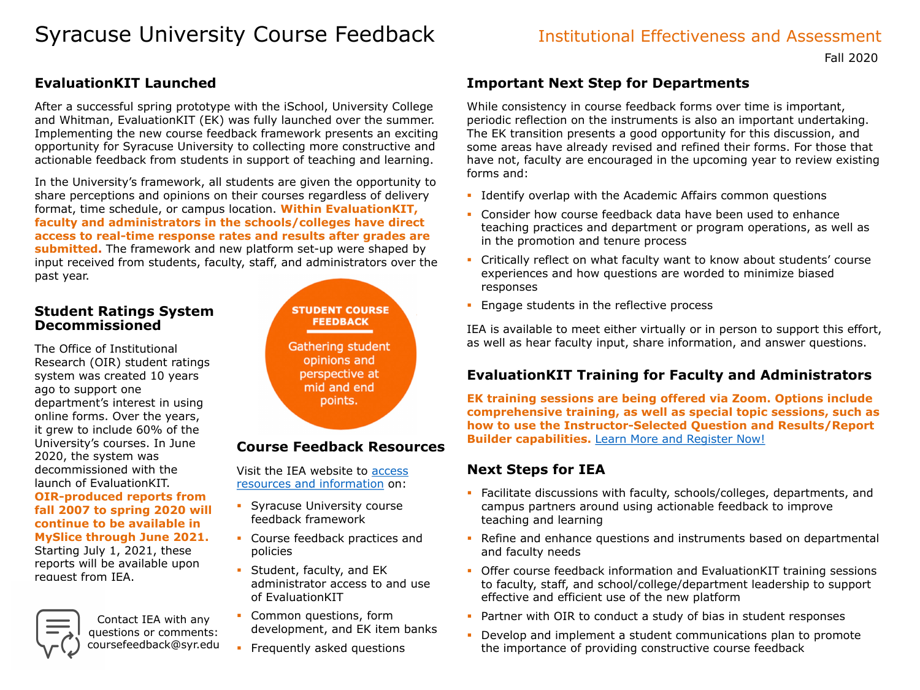# Syracuse University Course Feedback

Institutional Effectiveness and Assessment

Fall 2020

## EvaluationKIT Launched

After a successful spring prototype with the iSchool, University College and Whitman, EvaluationKIT (EK) was fully launched over the summer. Implementing the new course feedback framework presents an exciting opportunity for Syracuse University to collecting more constructive and actionable feedback from students in support of teaching and learning.

In the University's framework, all students are given the opportunity to share perceptions and opinions on their courses regardless of delivery format, time schedule, or campus location. **Within EvaluationKIT, faculty and administrators in the schools/colleges have direct access to real-time response rates and results after grades are submitted.** The framework and new platform set-up were shaped by input received from students, faculty, staff, and administrators over the past year.

## Student Ratings System Decommissioned

The Office of Institutional Research (OIR) student ratings system was created 10 years ago to support one department's interest in using online forms. Over the years, it grew to include 60% of the University's courses. In June 2020, the system was decommissioned with the launch of EvaluationKIT. **OIR-produced reports from fall 2007 to spring 2020 will continue to be available in MySlice through June 2021.** Starting July 1, 2021, these reports will be available upon request from IEA.

Contact IEA with any questions or comments: coursefeedback@syr.edu

**STUDENT COURSE FEEDBACK**

Gathering student opinions and perspective at mid and end points.

## Course Feedback Resources

Visit the IEA website to access resources and information on:

- Syracuse University course feedback framework
- Course feedback practices and policies
- Student, faculty, and EK administrator access to and use of EvaluationKIT
- Common questions, form development, and EK item banks
- Frequently asked questions

## Important Next Step for Departments

While consistency in course feedback forms over time is important, periodic reflection on the instruments is also an important undertaking. The EK transition presents a good opportunity for this discussion, and some areas have already revised and refined their forms. For those that have not, faculty are encouraged in the upcoming year to review existing forms and:

- Identify overlap with the Academic Affairs common questions
- Consider how course feedback data have been used to enhance teaching practices and department or program operations, as well as in the promotion and tenure process
- Critically reflect on what faculty want to know about students' course experiences and how questions are worded to minimize biased responses
- Engage students in the reflective process

IEA is available to meet either virtually or in person to support this effort, as well as hear faculty input, share information, and answer questions.

## EvaluationKIT Training for Faculty and Administrators

**EK training sessions are being offered via Zoom. Options include comprehensive training, as well as special topic sessions, such as how to use the Instructor-Selected Question and Results/Report Builder capabilities.** Learn More and Register Now!

## Next Steps for IEA

- Facilitate discussions with faculty, schools/colleges, departments, and campus partners around using actionable feedback to improve teaching and learning
- Refine and enhance questions and instruments based on departmental and faculty needs
- Offer course feedback information and EvaluationKIT training sessions to faculty, staff, and school/college/department leadership to support effective and efficient use of the new platform
- Partner with OIR to conduct a study of bias in student responses
- Develop and implement a student communications plan to promote the importance of providing constructive course feedback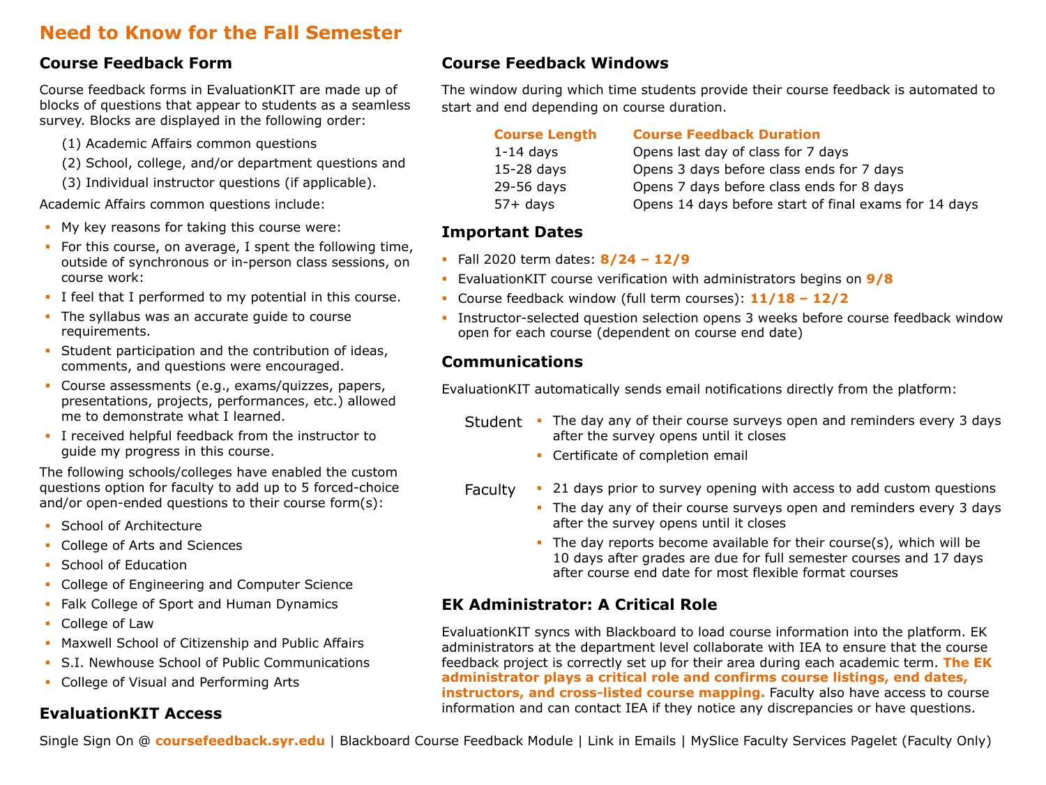# Need to Know for the Fall Semester

## Course Feedback Form

Course feedback forms in EvaluationKIT are made up of blocks of questions that appear to students as a seamless survey. Blocks are displayed in the following order:

(1) Academic Affairs common questions

(2) School, college, and/or department questions and

(3) Individual instructor questions (if applicable).

Academic Affairs common questions include:

- My key reasons for taking this course were:
- For this course, on average, I spent the following time, outside of synchronous or in-person class sessions, on course work:
- I feel that I performed to my potential in this course.
- The syllabus was an accurate guide to course requirements.
- Student participation and the contribution of ideas, comments, and questions were encouraged.
- Course assessments (e.g., exams/quizzes, papers, presentations, projects, performances, etc.) allowed me to demonstrate what I learned.
- I received helpful feedback from the instructor to guide my progress in this course.

The following schools/colleges have enabled the custom questions option for faculty to add up to 5 forced-choice and/or open-ended questions to their course form(s):

- School of Architecture
- College of Arts and Sciences
- School of Education
- College of Engineering and Computer Science
- Falk College of Sport and Human Dynamics
- College of Law
- Maxwell School of Citizenship and Public Affairs
- S.I. Newhouse School of Public Communications
- College of Visual and Performing Arts

## Course Feedback Windows

The window during which time students provide their course feedback is automated to start and end depending on course duration.

| Course Length | Course Feedback Duration |
|---|---|
| 1-14 days | Opens last day of class for 7 days |
| 15-28 days | Opens 3 days before class ends for 7 days |
| 29-56 days | Opens 7 days before class ends for 8 days |
| 57+ days | Opens 14 days before start of final exams for 14 days |

## Important Dates

- Fall 2020 term dates: **8/24 – 12/9**
- EvaluationKIT course verification with administrators begins on **9/8**
- Course feedback window (full term courses): **11/18 – 12/2**
- Instructor-selected question selection opens 3 weeks before course feedback window open for each course (dependent on course end date)

## Communications

EvaluationKIT automatically sends email notifications directly from the platform:

Student
- The day any of their course surveys open and reminders every 3 days after the survey opens until it closes
- Certificate of completion email

Faculty
- 21 days prior to survey opening with access to add custom questions
- The day any of their course surveys open and reminders every 3 days after the survey opens until it closes
- The day reports become available for their course(s), which will be 10 days after grades are due for full semester courses and 17 days after course end date for most flexible format courses

## EK Administrator: A Critical Role

EvaluationKIT syncs with Blackboard to load course information into the platform. EK administrators at the department level collaborate with IEA to ensure that the course feedback project is correctly set up for their area during each academic term. **The EK administrator plays a critical role and confirms course listings, end dates, instructors, and cross-listed course mapping.** Faculty also have access to course information and can contact IEA if they notice any discrepancies or have questions.

## EvaluationKIT Access

Single Sign On @ **coursefeedback.syr.edu** | Blackboard Course Feedback Module | Link in Emails | MySlice Faculty Services Pagelet (Faculty Only)